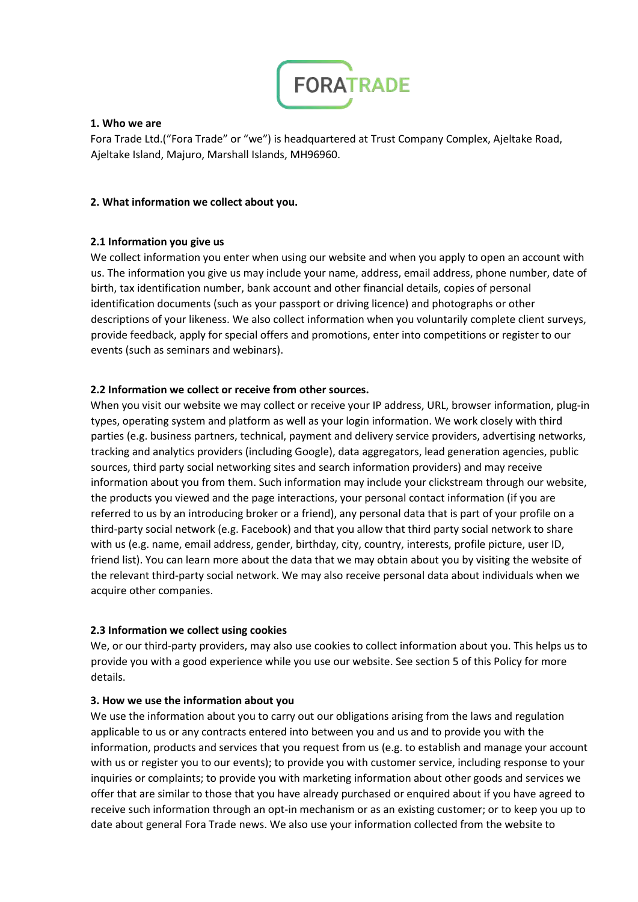FORATRADE

**1. Who we are**

Fora Trade Ltd.("Fora Trade" or "we") is headquartered at Trust Company Complex, Ajeltake Road, Ajeltake Island, Majuro, Marshall Islands, MH96960.

**2. What information we collect about you.**

**2.1 Information you give us**

We collect information you enter when using our website and when you apply to open an account with us. The information you give us may include your name, address, email address, phone number, date of birth, tax identification number, bank account and other financial details, copies of personal identification documents (such as your passport or driving licence) and photographs or other descriptions of your likeness. We also collect information when you voluntarily complete client surveys, provide feedback, apply for special offers and promotions, enter into competitions or register to our events (such as seminars and webinars).

**2.2 Information we collect or receive from other sources.**

When you visit our website we may collect or receive your IP address, URL, browser information, plug-in types, operating system and platform as well as your login information. We work closely with third parties (e.g. business partners, technical, payment and delivery service providers, advertising networks, tracking and analytics providers (including Google), data aggregators, lead generation agencies, public sources, third party social networking sites and search information providers) and may receive information about you from them. Such information may include your clickstream through our website, the products you viewed and the page interactions, your personal contact information (if you are referred to us by an introducing broker or a friend), any personal data that is part of your profile on a third-party social network (e.g. Facebook) and that you allow that third party social network to share with us (e.g. name, email address, gender, birthday, city, country, interests, profile picture, user ID, friend list). You can learn more about the data that we may obtain about you by visiting the website of the relevant third-party social network. We may also receive personal data about individuals when we acquire other companies.

**2.3 Information we collect using cookies**

We, or our third-party providers, may also use cookies to collect information about you. This helps us to provide you with a good experience while you use our website. See section 5 of this Policy for more details.

**3. How we use the information about you**

We use the information about you to carry out our obligations arising from the laws and regulation applicable to us or any contracts entered into between you and us and to provide you with the information, products and services that you request from us (e.g. to establish and manage your account with us or register you to our events); to provide you with customer service, including response to your inquiries or complaints; to provide you with marketing information about other goods and services we offer that are similar to those that you have already purchased or enquired about if you have agreed to receive such information through an opt-in mechanism or as an existing customer; or to keep you up to date about general Fora Trade news. We also use your information collected from the website to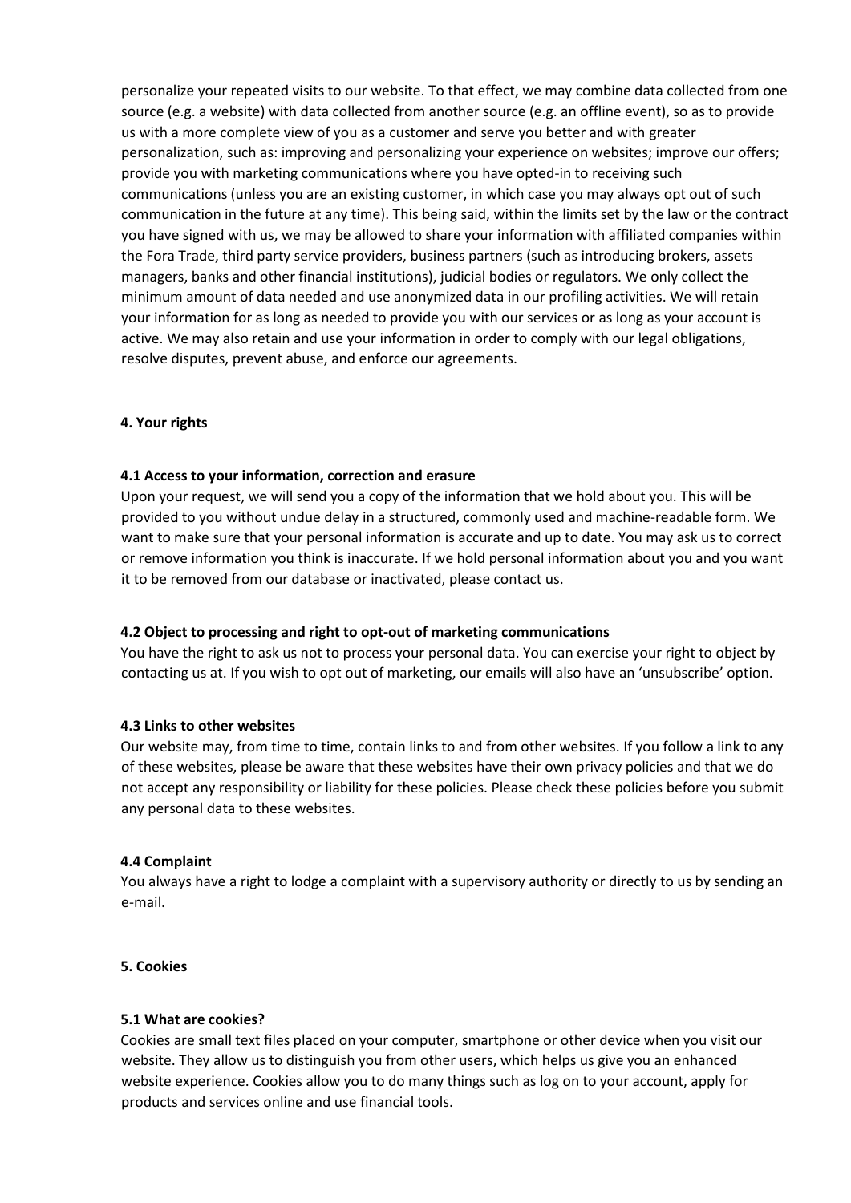personalize your repeated visits to our website. To that effect, we may combine data collected from one source (e.g. a website) with data collected from another source (e.g. an offline event), so as to provide us with a more complete view of you as a customer and serve you better and with greater personalization, such as: improving and personalizing your experience on websites; improve our offers; provide you with marketing communications where you have opted-in to receiving such communications (unless you are an existing customer, in which case you may always opt out of such communication in the future at any time). This being said, within the limits set by the law or the contract you have signed with us, we may be allowed to share your information with affiliated companies within the Fora Trade, third party service providers, business partners (such as introducing brokers, assets managers, banks and other financial institutions), judicial bodies or regulators. We only collect the minimum amount of data needed and use anonymized data in our profiling activities. We will retain your information for as long as needed to provide you with our services or as long as your account is active. We may also retain and use your information in order to comply with our legal obligations, resolve disputes, prevent abuse, and enforce our agreements.

## 4. Your rights

### 4.1 Access to your information, correction and erasure

Upon your request, we will send you a copy of the information that we hold about you. This will be provided to you without undue delay in a structured, commonly used and machine-readable form. We want to make sure that your personal information is accurate and up to date. You may ask us to correct or remove information you think is inaccurate. If we hold personal information about you and you want it to be removed from our database or inactivated, please contact us.

### 4.2 Object to processing and right to opt-out of marketing communications

You have the right to ask us not to process your personal data. You can exercise your right to object by contacting us at. If you wish to opt out of marketing, our emails will also have an 'unsubscribe' option.

### 4.3 Links to other websites

Our website may, from time to time, contain links to and from other websites. If you follow a link to any of these websites, please be aware that these websites have their own privacy policies and that we do not accept any responsibility or liability for these policies. Please check these policies before you submit any personal data to these websites.

### 4.4 Complaint

You always have a right to lodge a complaint with a supervisory authority or directly to us by sending an e-mail.

## 5. Cookies

### 5.1 What are cookies?

Cookies are small text files placed on your computer, smartphone or other device when you visit our website. They allow us to distinguish you from other users, which helps us give you an enhanced website experience. Cookies allow you to do many things such as log on to your account, apply for products and services online and use financial tools.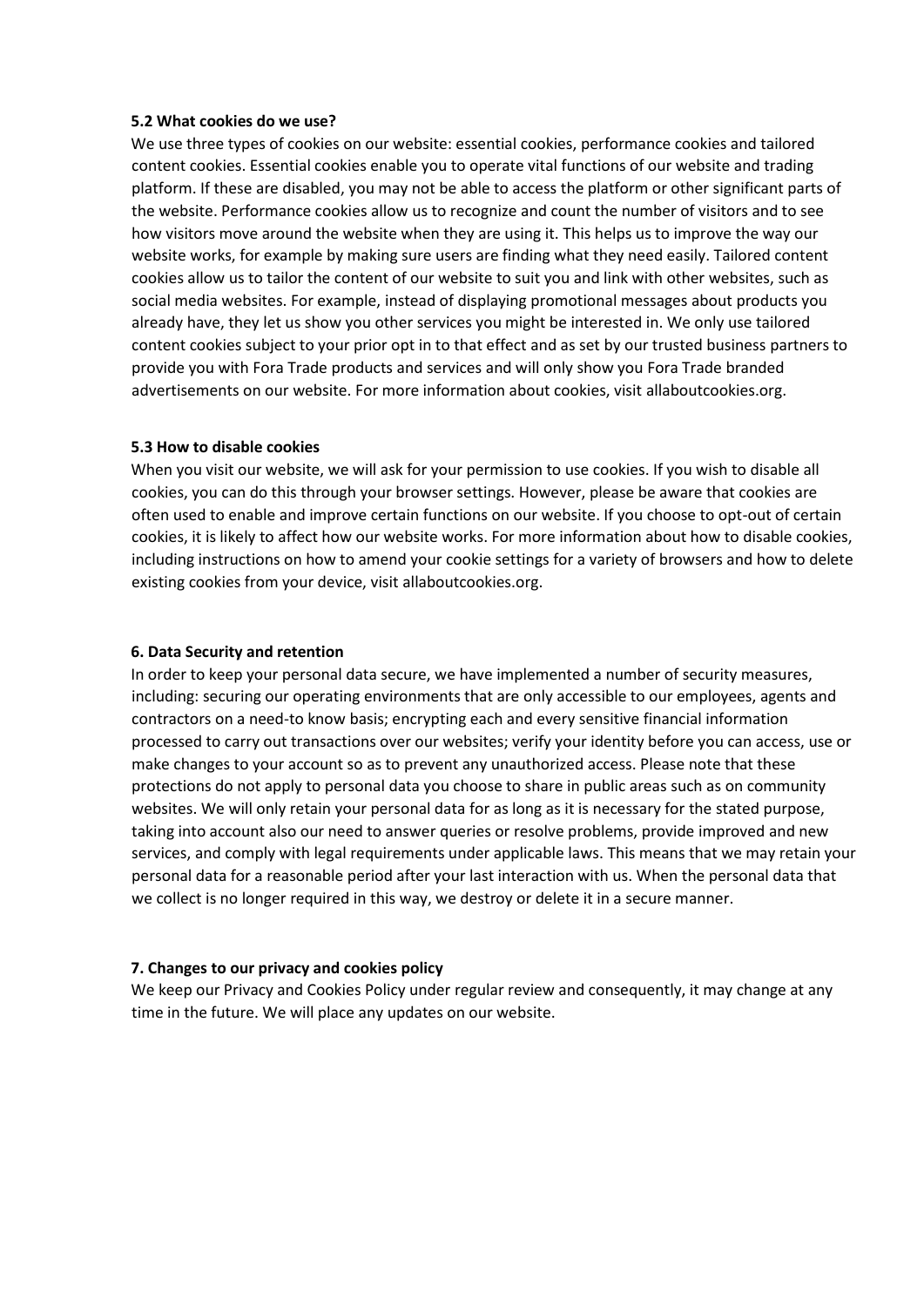**5.2 What cookies do we use?**

We use three types of cookies on our website: essential cookies, performance cookies and tailored content cookies. Essential cookies enable you to operate vital functions of our website and trading platform. If these are disabled, you may not be able to access the platform or other significant parts of the website. Performance cookies allow us to recognize and count the number of visitors and to see how visitors move around the website when they are using it. This helps us to improve the way our website works, for example by making sure users are finding what they need easily. Tailored content cookies allow us to tailor the content of our website to suit you and link with other websites, such as social media websites. For example, instead of displaying promotional messages about products you already have, they let us show you other services you might be interested in. We only use tailored content cookies subject to your prior opt in to that effect and as set by our trusted business partners to provide you with Fora Trade products and services and will only show you Fora Trade branded advertisements on our website. For more information about cookies, visit allaboutcookies.org.

**5.3 How to disable cookies**

When you visit our website, we will ask for your permission to use cookies. If you wish to disable all cookies, you can do this through your browser settings. However, please be aware that cookies are often used to enable and improve certain functions on our website. If you choose to opt-out of certain cookies, it is likely to affect how our website works. For more information about how to disable cookies, including instructions on how to amend your cookie settings for a variety of browsers and how to delete existing cookies from your device, visit allaboutcookies.org.

**6. Data Security and retention**

In order to keep your personal data secure, we have implemented a number of security measures, including: securing our operating environments that are only accessible to our employees, agents and contractors on a need-to know basis; encrypting each and every sensitive financial information processed to carry out transactions over our websites; verify your identity before you can access, use or make changes to your account so as to prevent any unauthorized access. Please note that these protections do not apply to personal data you choose to share in public areas such as on community websites. We will only retain your personal data for as long as it is necessary for the stated purpose, taking into account also our need to answer queries or resolve problems, provide improved and new services, and comply with legal requirements under applicable laws. This means that we may retain your personal data for a reasonable period after your last interaction with us. When the personal data that we collect is no longer required in this way, we destroy or delete it in a secure manner.

**7. Changes to our privacy and cookies policy**

We keep our Privacy and Cookies Policy under regular review and consequently, it may change at any time in the future. We will place any updates on our website.